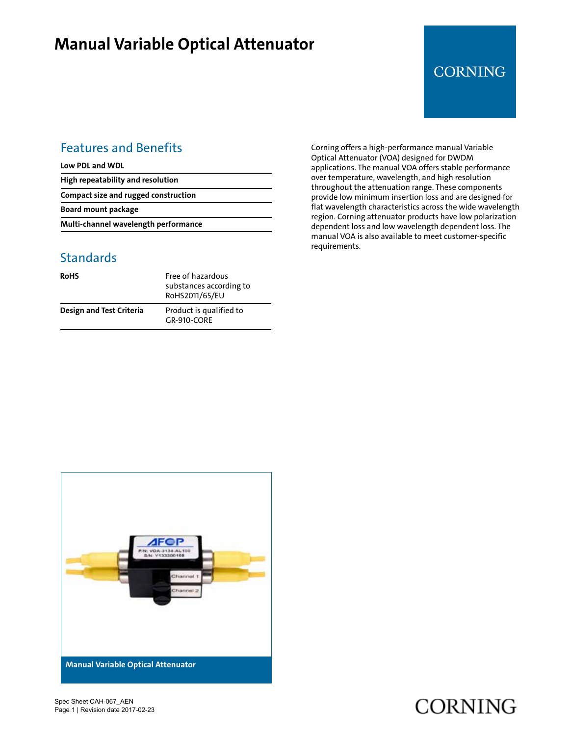# Manual Variable Optical Attenuator

## Features and Benefits

| |
|---|
| **Low PDL and WDL** |
| **High repeatability and resolution** |
| **Compact size and rugged construction** |
| **Board mount package** |
| **Multi-channel wavelength performance** |

## Standards

| | |
|---|---|
| **RoHS** | Free of hazardous substances according to RoHS2011/65/EU |
| **Design and Test Criteria** | Product is qualified to GR-910-CORE |

Corning offers a high-performance manual Variable Optical Attenuator (VOA) designed for DWDM applications. The manual VOA offers stable performance over temperature, wavelength, and high resolution throughout the attenuation range. These components provide low minimum insertion loss and are designed for flat wavelength characteristics across the wide wavelength region. Corning attenuator products have low polarization dependent loss and low wavelength dependent loss. The manual VOA is also available to meet customer-specific requirements.

Manual Variable Optical Attenuator

Spec Sheet CAH-067_AEN
Revision date 2017-02-23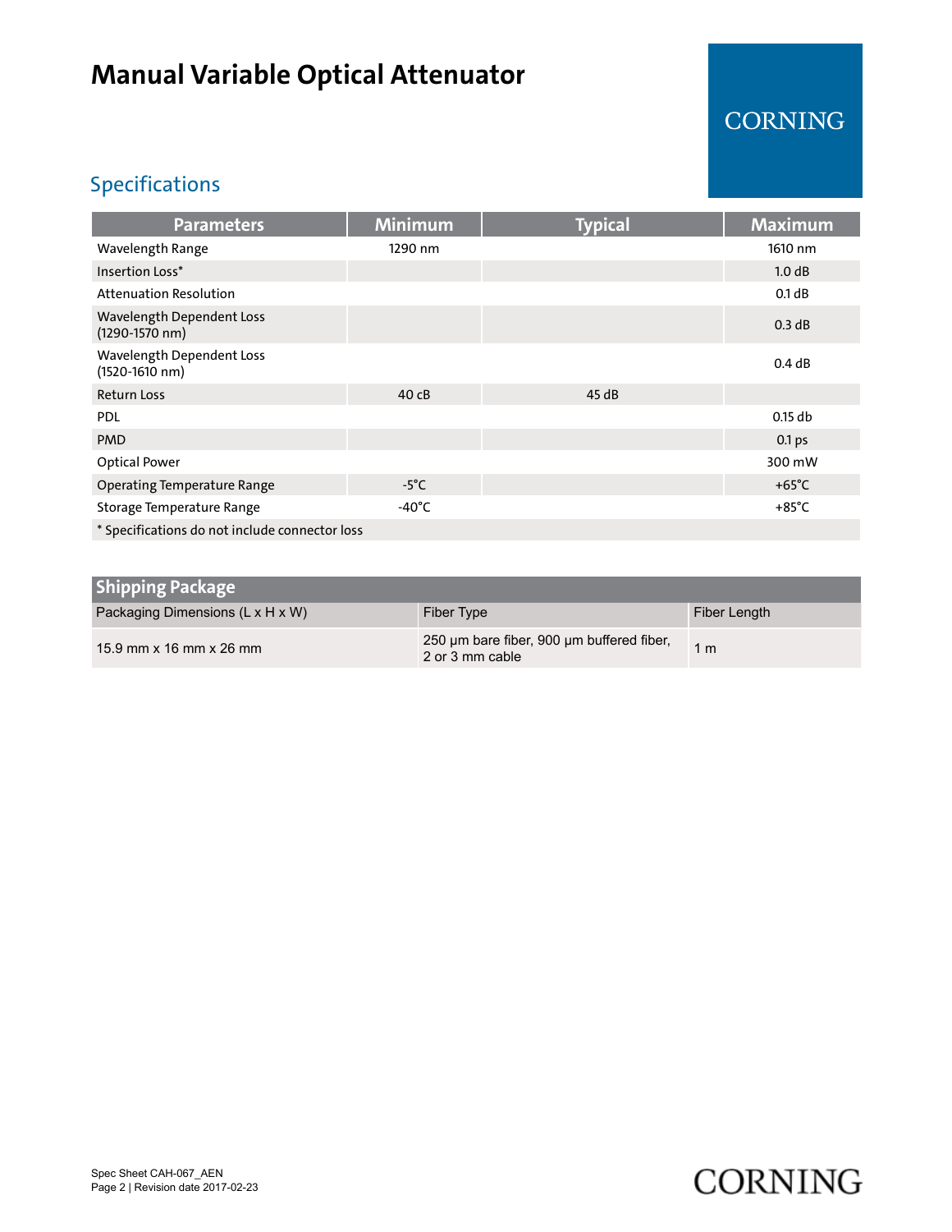# Manual Variable Optical Attenuator

## Specifications

| Parameters | Minimum | Typical | Maximum |
|---|---|---|---|
| Wavelength Range | 1290 nm | | 1610 nm |
| Insertion Loss* | | | 1.0 dB |
| Attenuation Resolution | | | 0.1 dB |
| Wavelength Dependent Loss (1290-1570 nm) | | | 0.3 dB |
| Wavelength Dependent Loss (1520-1610 nm) | | | 0.4 dB |
| Return Loss | 40 cB | 45 dB | |
| PDL | | | 0.15 db |
| PMD | | | 0.1 ps |
| Optical Power | | | 300 mW |
| Operating Temperature Range | -5°C | | +65°C |
| Storage Temperature Range | -40°C | | +85°C |
| * Specifications do not include connector loss | | | |

| Shipping Package | | |
|---|---|---|
| Packaging Dimensions (L x H x W) | Fiber Type | Fiber Length |
| 15.9 mm x 16 mm x 26 mm | 250 µm bare fiber, 900 µm buffered fiber, 2 or 3 mm cable | 1 m |

Spec Sheet CAH-067_AEN
Revision date 2017-02-23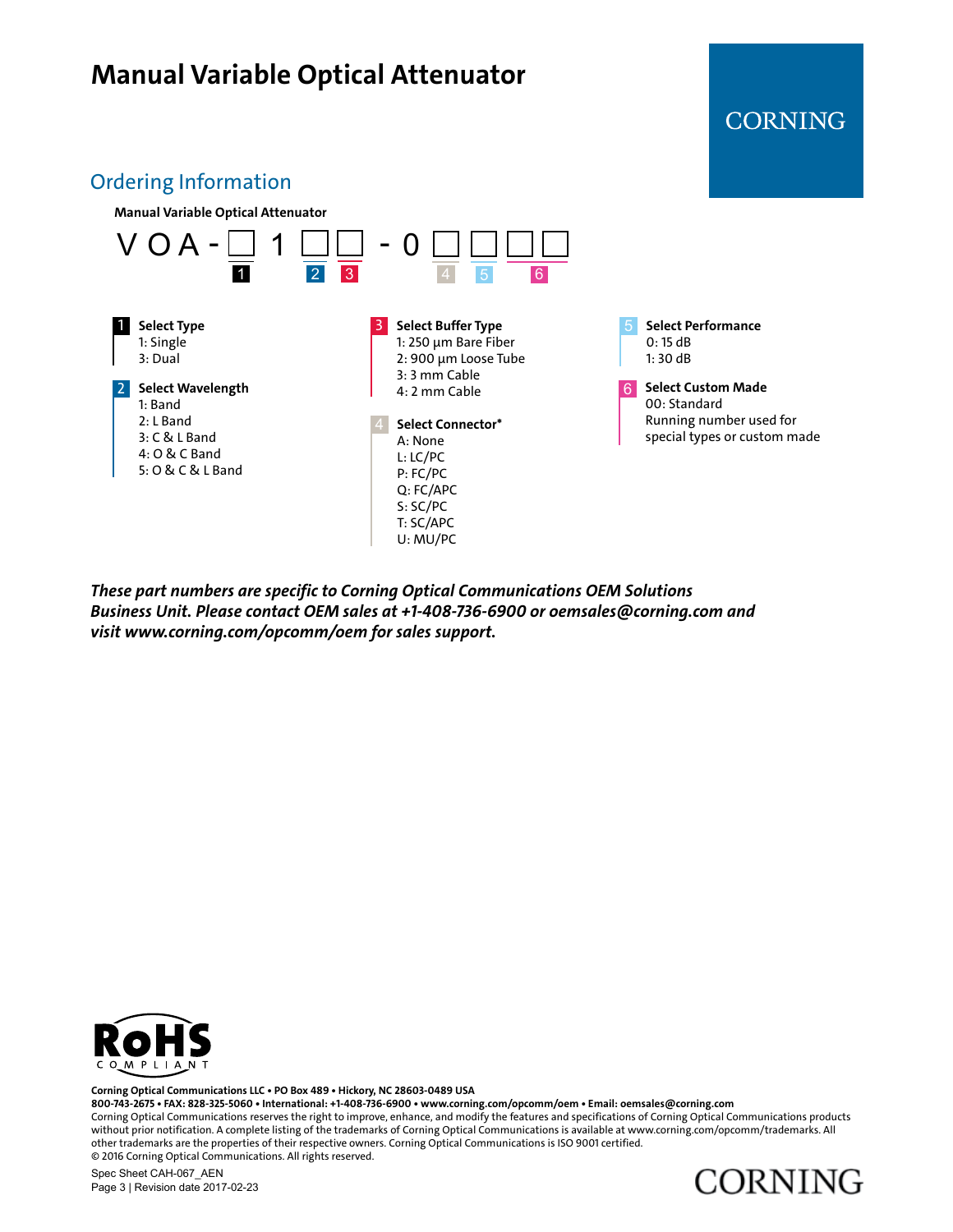# Manual Variable Optical Attenuator

CORNING

## Ordering Information

**Manual Variable Optical Attenuator**

V O A - ☐ 1 ☐ ☐ - 0 ☐ ☐ ☐ ☐

(1) (2) (3) (4) (5) (6)

**1 Select Type**
1: Single
3: Dual

**2 Select Wavelength**
1: Band
2: L Band
3: C & L Band
4: O & C Band
5: O & C & L Band

**3 Select Buffer Type**
1: 250 µm Bare Fiber
2: 900 µm Loose Tube
3: 3 mm Cable
4: 2 mm Cable

**4 Select Connector***
A: None
L: LC/PC
P: FC/PC
Q: FC/APC
S: SC/PC
T: SC/APC
U: MU/PC

**5 Select Performance**
0: 15 dB
1: 30 dB

**6 Select Custom Made**
00: Standard
Running number used for special types or custom made

***These part numbers are specific to Corning Optical Communications OEM Solutions Business Unit. Please contact OEM sales at +1-408-736-6900 or oemsales@corning.com and visit www.corning.com/opcomm/oem for sales support.***

RoHS COMPLIANT

**Corning Optical Communications LLC • PO Box 489 • Hickory, NC 28603-0489 USA**
**800-743-2675 • FAX: 828-325-5060 • International: +1-408-736-6900 • www.corning.com/opcomm/oem • Email: oemsales@corning.com**
Corning Optical Communications reserves the right to improve, enhance, and modify the features and specifications of Corning Optical Communications products without prior notification. A complete listing of the trademarks of Corning Optical Communications is available at www.corning.com/opcomm/trademarks. All other trademarks are the properties of their respective owners. Corning Optical Communications is ISO 9001 certified.
© 2016 Corning Optical Communications. All rights reserved.

Spec Sheet CAH-067_AEN
Revision date 2017-02-23

CORNING